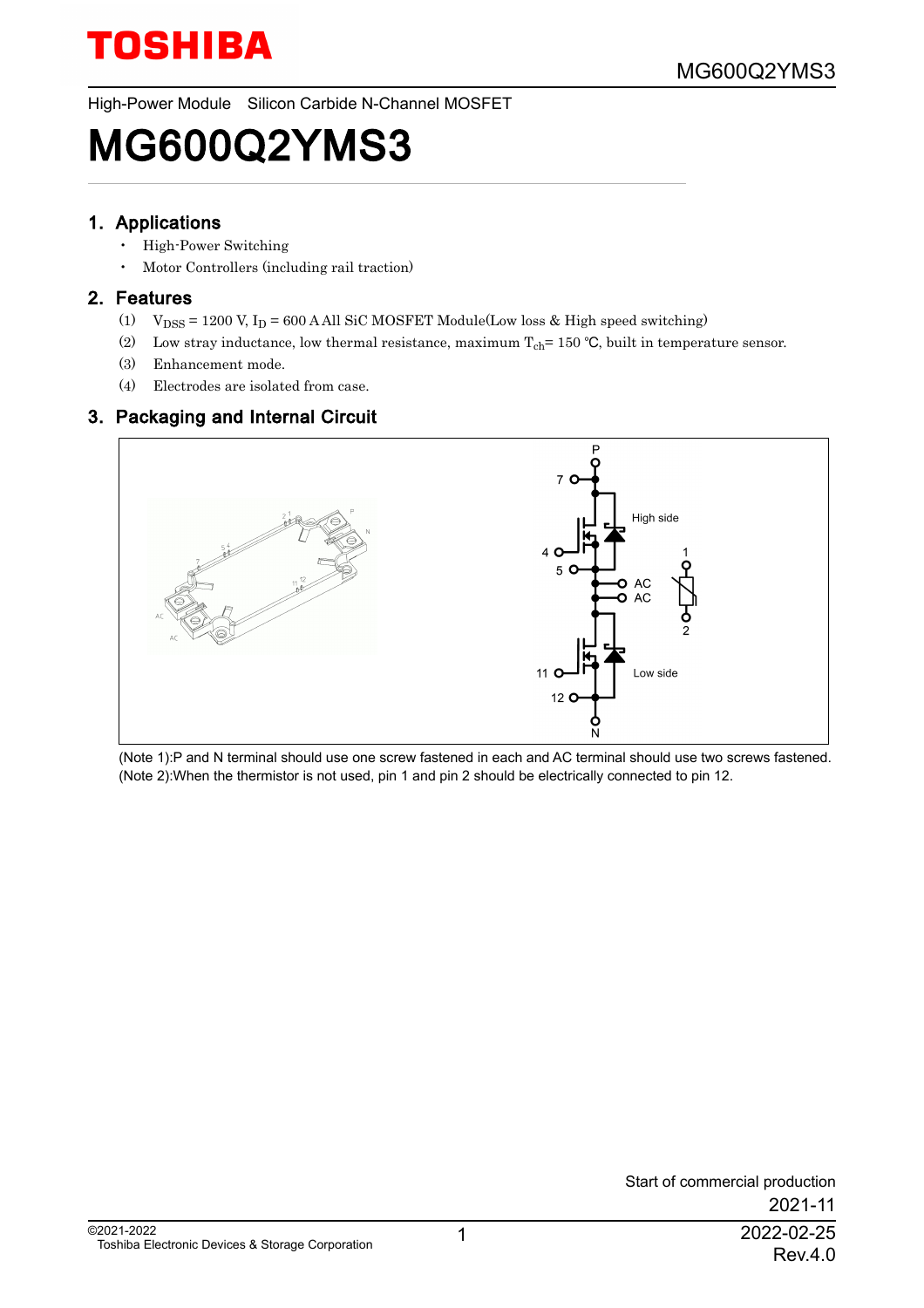High-Power Module Silicon Carbide N-Channel MOSFET

# MG600Q2YMS3

## 1. Applications

- High-Power Switching
- Motor Controllers (including rail traction)

## 2. Features

(1) $V_{DSS}$ = 1200 V, $I_D$ = 600 A All SiC MOSFET Module(Low loss & High speed switching)

(2) Low stray inductance, low thermal resistance, maximum $T_{ch}$= 150 °C, built in temperature sensor.

(3) Enhancement mode.

(4) Electrodes are isolated from case.

## 3. Packaging and Internal Circuit

(Note 1):P and N terminal should use one screw fastened in each and AC terminal should use two screws fastened.

(Note 2):When the thermistor is not used, pin 1 and pin 2 should be electrically connected to pin 12.

Start of commercial production

2021-11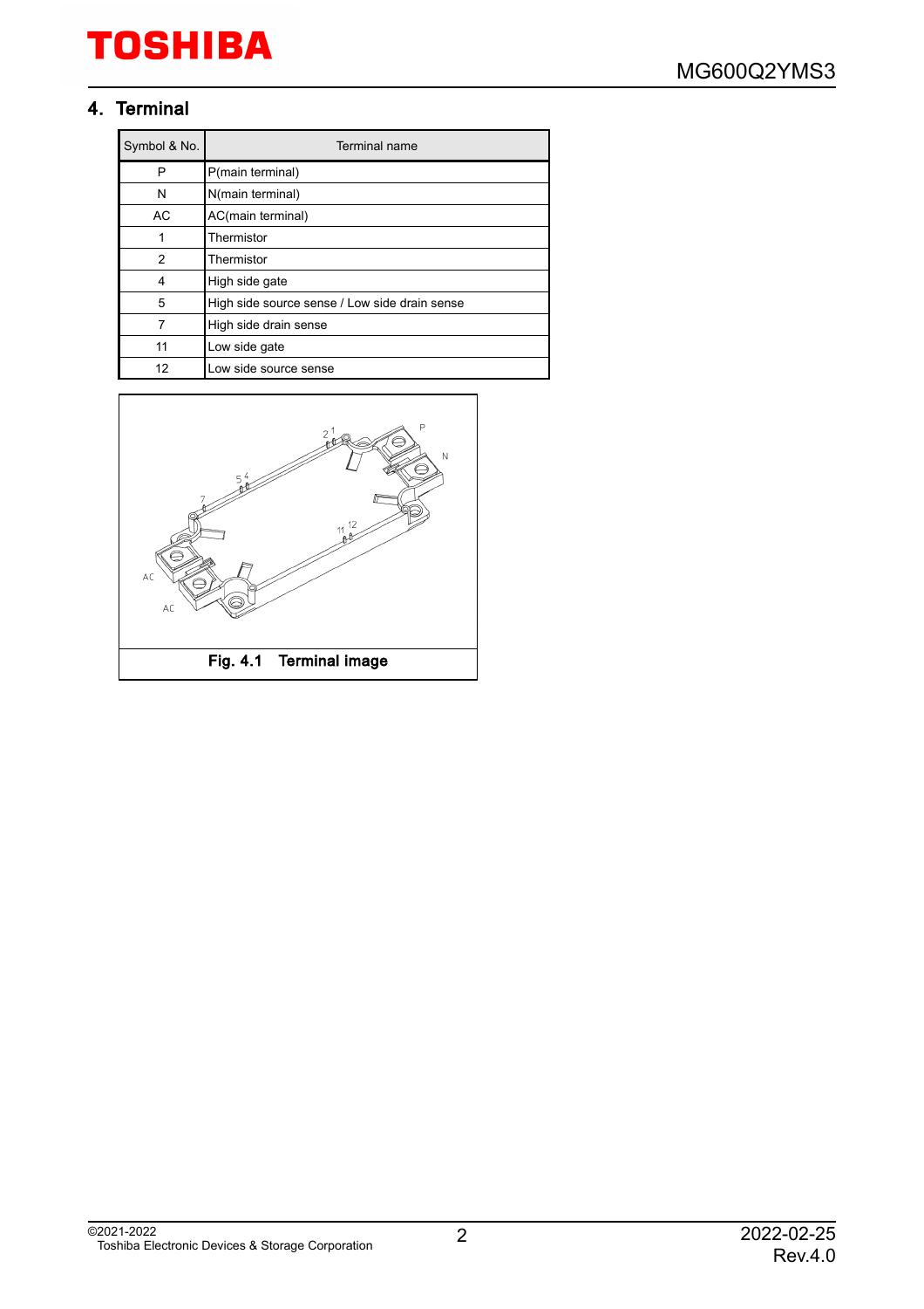## 4. Terminal

| Symbol & No. | Terminal name |
|---|---|
| P | P(main terminal) |
| N | N(main terminal) |
| AC | AC(main terminal) |
| 1 | Thermistor |
| 2 | Thermistor |
| 4 | High side gate |
| 5 | High side source sense / Low side drain sense |
| 7 | High side drain sense |
| 11 | Low side gate |
| 12 | Low side source sense |

**Fig. 4.1 Terminal image**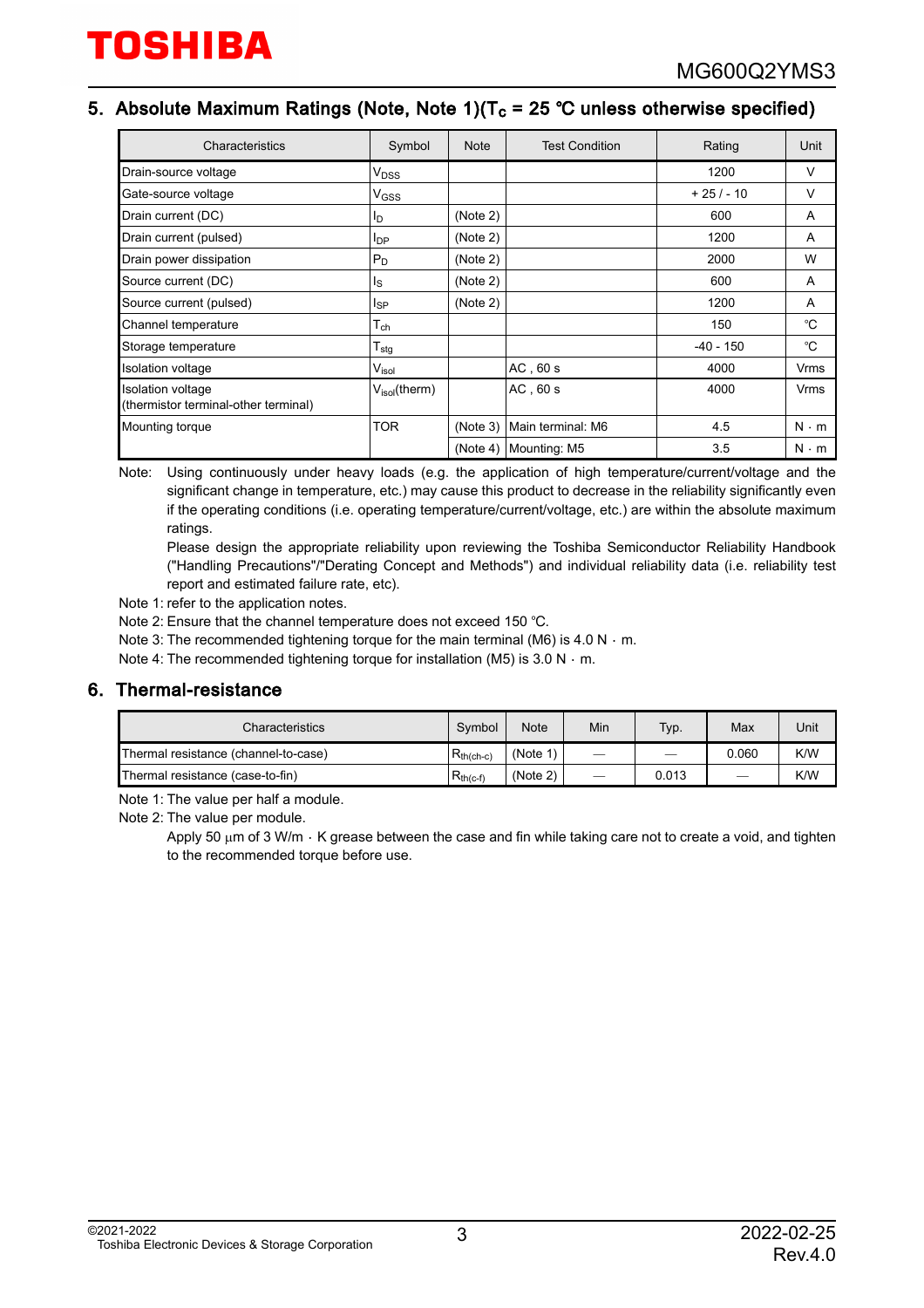## 5. Absolute Maximum Ratings (Note, Note 1)($T_c$ = 25 °C unless otherwise specified)

| Characteristics | Symbol | Note | Test Condition | Rating | Unit |
|---|---|---|---|---|---|
| Drain-source voltage | $V_{DSS}$ | | | 1200 | V |
| Gate-source voltage | $V_{GSS}$ | | | + 25 / - 10 | V |
| Drain current (DC) | $I_D$ | (Note 2) | | 600 | A |
| Drain current (pulsed) | $I_{DP}$ | (Note 2) | | 1200 | A |
| Drain power dissipation | $P_D$ | (Note 2) | | 2000 | W |
| Source current (DC) | $I_S$ | (Note 2) | | 600 | A |
| Source current (pulsed) | $I_{SP}$ | (Note 2) | | 1200 | A |
| Channel temperature | $T_{ch}$ | | | 150 | ℃ |
| Storage temperature | $T_{stg}$ | | | -40 - 150 | ℃ |
| Isolation voltage | $V_{isol}$ | | AC , 60 s | 4000 | Vrms |
| Isolation voltage (thermistor terminal-other terminal) | $V_{isol}$(therm) | | AC , 60 s | 4000 | Vrms |
| Mounting torque | TOR | (Note 3) | Main terminal: M6 | 4.5 | N · m |
| | | (Note 4) | Mounting: M5 | 3.5 | N · m |

Note: Using continuously under heavy loads (e.g. the application of high temperature/current/voltage and the significant change in temperature, etc.) may cause this product to decrease in the reliability significantly even if the operating conditions (i.e. operating temperature/current/voltage, etc.) are within the absolute maximum ratings.
Please design the appropriate reliability upon reviewing the Toshiba Semiconductor Reliability Handbook ("Handling Precautions"/"Derating Concept and Methods") and individual reliability data (i.e. reliability test report and estimated failure rate, etc).

Note 1: refer to the application notes.

Note 2: Ensure that the channel temperature does not exceed 150 ℃.

Note 3: The recommended tightening torque for the main terminal (M6) is 4.0 N · m.

Note 4: The recommended tightening torque for installation (M5) is 3.0 N · m.

## 6. Thermal-resistance

| Characteristics | Symbol | Note | Min | Typ. | Max | Unit |
|---|---|---|---|---|---|---|
| Thermal resistance (channel-to-case) | $R_{th(ch-c)}$ | (Note 1) | — | — | 0.060 | K/W |
| Thermal resistance (case-to-fin) | $R_{th(c-f)}$ | (Note 2) | — | 0.013 | — | K/W |

Note 1: The value per half a module.

Note 2: The value per module.
Apply 50 μm of 3 W/m · K grease between the case and fin while taking care not to create a void, and tighten to the recommended torque before use.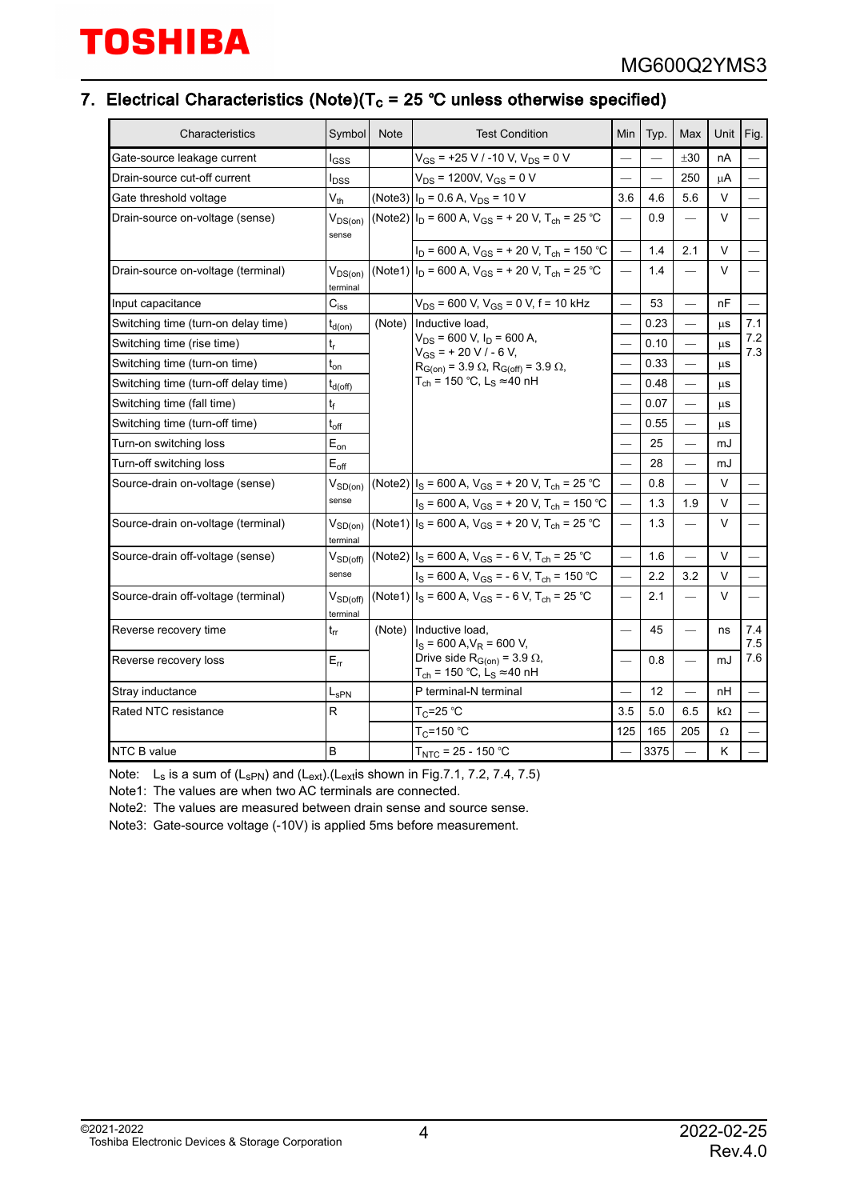## 7. Electrical Characteristics (Note)($T_c$ = 25 °C unless otherwise specified)

| Characteristics | Symbol | Note | Test Condition | Min | Typ. | Max | Unit | Fig. |
|---|---|---|---|---|---|---|---|---|
| Gate-source leakage current | $I_{GSS}$ | | $V_{GS}$ = +25 V / -10 V, $V_{DS}$ = 0 V | — | — | ±30 | nA | — |
| Drain-source cut-off current | $I_{DSS}$ | | $V_{DS}$ = 1200V, $V_{GS}$ = 0 V | — | — | 250 | μA | — |
| Gate threshold voltage | $V_{th}$ | (Note3) | $I_D$ = 0.6 A, $V_{DS}$ = 10 V | 3.6 | 4.6 | 5.6 | V | — |
| Drain-source on-voltage (sense) | $V_{DS(on)}$ sense | (Note2) | $I_D$ = 600 A, $V_{GS}$ = + 20 V, $T_{ch}$ = 25 °C | — | 0.9 | — | V | — |
| | | | $I_D$ = 600 A, $V_{GS}$ = + 20 V, $T_{ch}$ = 150 °C | — | 1.4 | 2.1 | V | — |
| Drain-source on-voltage (terminal) | $V_{DS(on)}$ terminal | (Note1) | $I_D$ = 600 A, $V_{GS}$ = + 20 V, $T_{ch}$ = 25 °C | — | 1.4 | — | V | — |
| Input capacitance | $C_{iss}$ | | $V_{DS}$ = 600 V, $V_{GS}$ = 0 V, f = 10 kHz | — | 53 | — | nF | — |
| Switching time (turn-on delay time) | $t_{d(on)}$ | (Note) | Inductive load, $V_{DS}$ = 600 V, $I_D$ = 600 A, $V_{GS}$ = + 20 V / - 6 V, $R_{G(on)}$ = 3.9 Ω, $R_{G(off)}$ = 3.9 Ω, $T_{ch}$ = 150 °C, $L_S$ ≈40 nH | — | 0.23 | — | μs | 7.1 7.2 7.3 |
| Switching time (rise time) | $t_r$ | | | — | 0.10 | — | μs | |
| Switching time (turn-on time) | $t_{on}$ | | | — | 0.33 | — | μs | |
| Switching time (turn-off delay time) | $t_{d(off)}$ | | | — | 0.48 | — | μs | |
| Switching time (fall time) | $t_f$ | | | — | 0.07 | — | μs | |
| Switching time (turn-off time) | $t_{off}$ | | | — | 0.55 | — | μs | |
| Turn-on switching loss | $E_{on}$ | | | — | 25 | — | mJ | |
| Turn-off switching loss | $E_{off}$ | | | — | 28 | — | mJ | |
| Source-drain on-voltage (sense) | $V_{SD(on)}$ sense | (Note2) | $I_S$ = 600 A, $V_{GS}$ = + 20 V, $T_{ch}$ = 25 °C | — | 0.8 | — | V | — |
| | | | $I_S$ = 600 A, $V_{GS}$ = + 20 V, $T_{ch}$ = 150 °C | — | 1.3 | 1.9 | V | — |
| Source-drain on-voltage (terminal) | $V_{SD(on)}$ terminal | (Note1) | $I_S$ = 600 A, $V_{GS}$ = + 20 V, $T_{ch}$ = 25 °C | — | 1.3 | — | V | — |
| Source-drain off-voltage (sense) | $V_{SD(off)}$ sense | (Note2) | $I_S$ = 600 A, $V_{GS}$ = - 6 V, $T_{ch}$ = 25 °C | — | 1.6 | — | V | — |
| | | | $I_S$ = 600 A, $V_{GS}$ = - 6 V, $T_{ch}$ = 150 °C | — | 2.2 | 3.2 | V | — |
| Source-drain off-voltage (terminal) | $V_{SD(off)}$ terminal | (Note1) | $I_S$ = 600 A, $V_{GS}$ = - 6 V, $T_{ch}$ = 25 °C | — | 2.1 | — | V | — |
| Reverse recovery time | $t_{rr}$ | (Note) | Inductive load, $I_S$ = 600 A,$V_R$ = 600 V, Drive side $R_{G(on)}$ = 3.9 Ω, $T_{ch}$ = 150 °C, $L_S$ ≈40 nH | — | 45 | — | ns | 7.4 7.5 7.6 |
| Reverse recovery loss | $E_{rr}$ | | | — | 0.8 | — | mJ | |
| Stray inductance | $L_{sPN}$ | | P terminal-N terminal | — | 12 | — | nH | — |
| Rated NTC resistance | R | | $T_C$=25 °C | 3.5 | 5.0 | 6.5 | kΩ | — |
| | | | $T_C$=150 °C | 125 | 165 | 205 | Ω | — |
| NTC B value | B | | $T_{NTC}$ = 25 - 150 °C | — | 3375 | — | K | — |

Note: $L_s$ is a sum of ($L_{sPN}$) and ($L_{ext}$).($L_{ext}$is shown in Fig.7.1, 7.2, 7.4, 7.5)
Note1: The values are when two AC terminals are connected.
Note2: The values are measured between drain sense and source sense.
Note3: Gate-source voltage (-10V) is applied 5ms before measurement.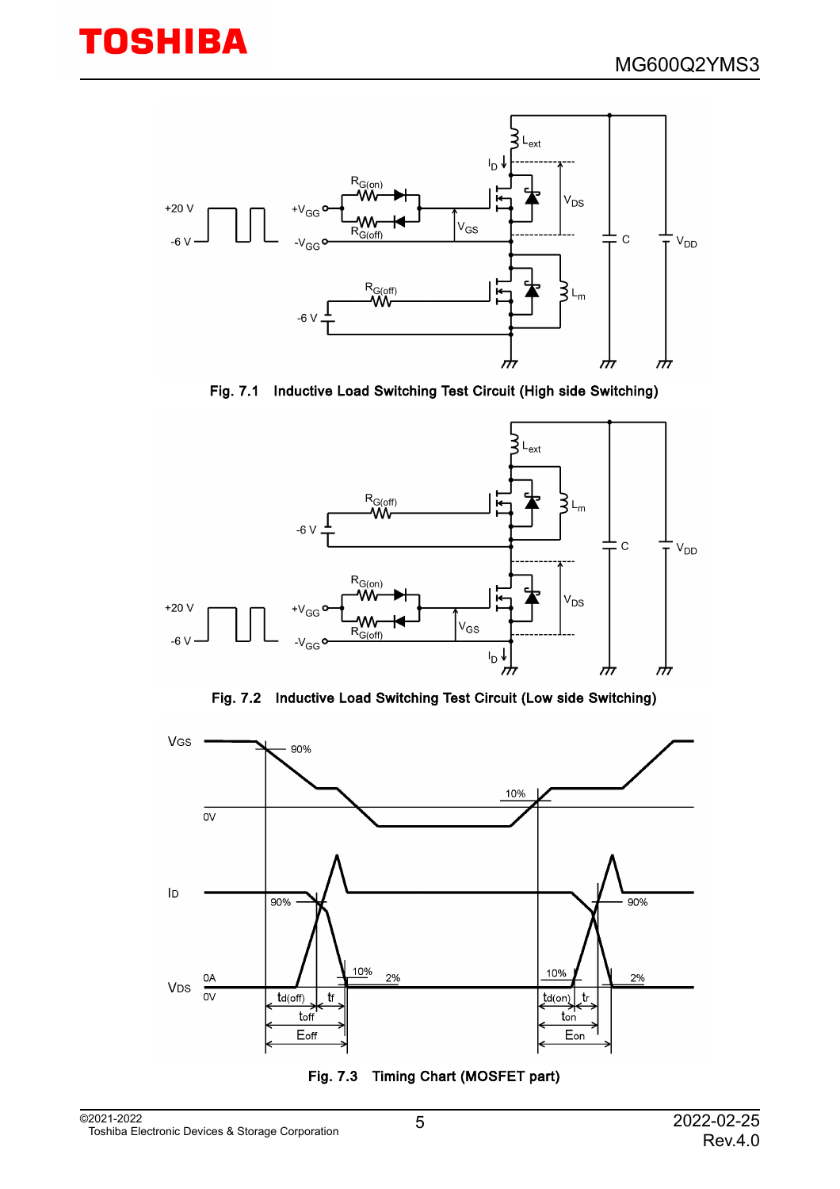Fig. 7.1 Inductive Load Switching Test Circuit (High side Switching)

Fig. 7.2 Inductive Load Switching Test Circuit (Low side Switching)

Fig. 7.3 Timing Chart (MOSFET part)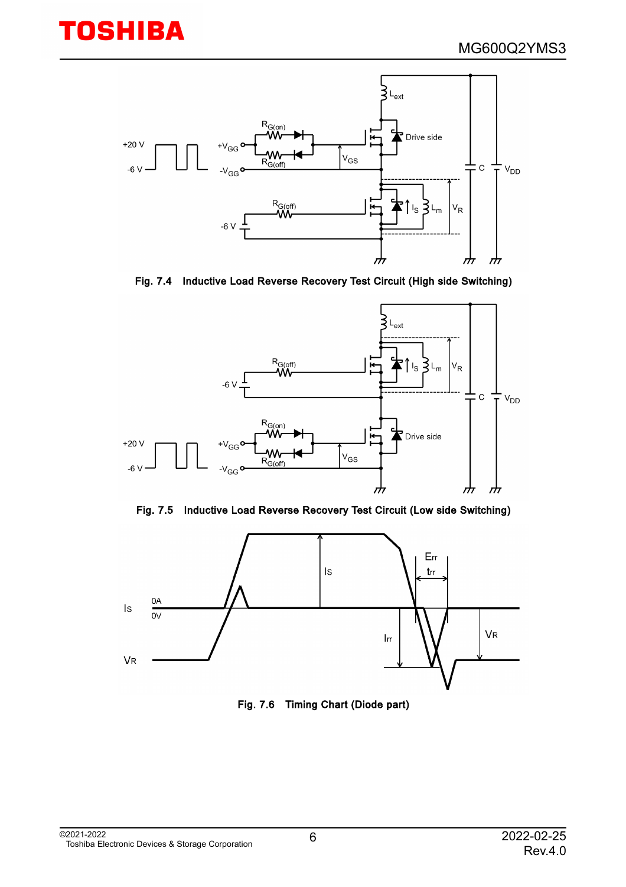Fig. 7.4 Inductive Load Reverse Recovery Test Circuit (High side Switching)

Fig. 7.5 Inductive Load Reverse Recovery Test Circuit (Low side Switching)

Fig. 7.6 Timing Chart (Diode part)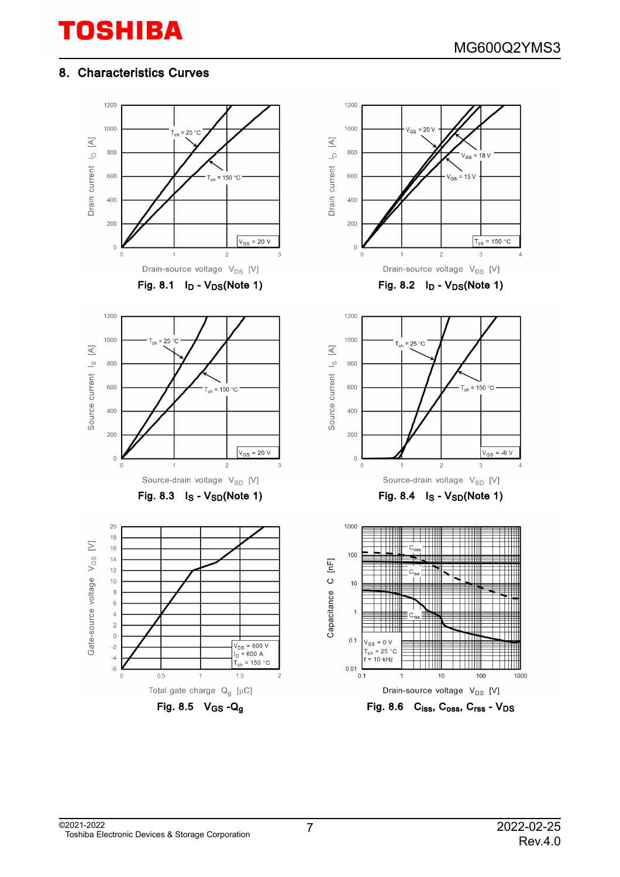## 8. Characteristics Curves

Drain current $I_D$ [A] vs. Drain-source voltage $V_{DS}$ [V]; $T_{ch}$ = 25 °C, $T_{ch}$ = 150 °C; $V_{GS}$ = 20 V

**Fig. 8.1 $I_D$ - $V_{DS}$(Note 1)**

Drain current $I_D$ [A] vs. Drain-source voltage $V_{DS}$ [V]; $V_{GS}$ = 20 V, $V_{GS}$ = 18 V, $V_{GS}$ = 15 V; $T_{ch}$ = 150 °C

**Fig. 8.2 $I_D$ - $V_{DS}$(Note 1)**

Source current $I_S$ [A] vs. Source-drain voltage $V_{SD}$ [V]; $T_{ch}$ = 25 °C, $T_{ch}$ = 150 °C; $V_{GS}$ = 20 V

**Fig. 8.3 $I_S$ - $V_{SD}$(Note 1)**

Source current $I_S$ [A] vs. Source-drain voltage $V_{SD}$ [V]; $T_{ch}$ = 25 °C, $T_{ch}$ = 150 °C; $V_{GS}$ = -6 V

**Fig. 8.4 $I_S$ - $V_{SD}$(Note 1)**

Gate-source voltage $V_{GS}$ [V] vs. Total gate charge $Q_g$ [μC]; $V_{DS}$ = 600 V, $I_D$ = 600 A, $T_{ch}$ = 150 °C

**Fig. 8.5 $V_{GS}$ -$Q_g$**

Capacitance C [nF] vs. Drain-source voltage $V_{DS}$ [V]; $C_{oss}$, $C_{iss}$, $C_{rss}$; $V_{GS}$ = 0 V, $T_{ch}$ = 25 °C, f = 10 kHz

**Fig. 8.6 $C_{iss}$, $C_{oss}$, $C_{rss}$ - $V_{DS}$**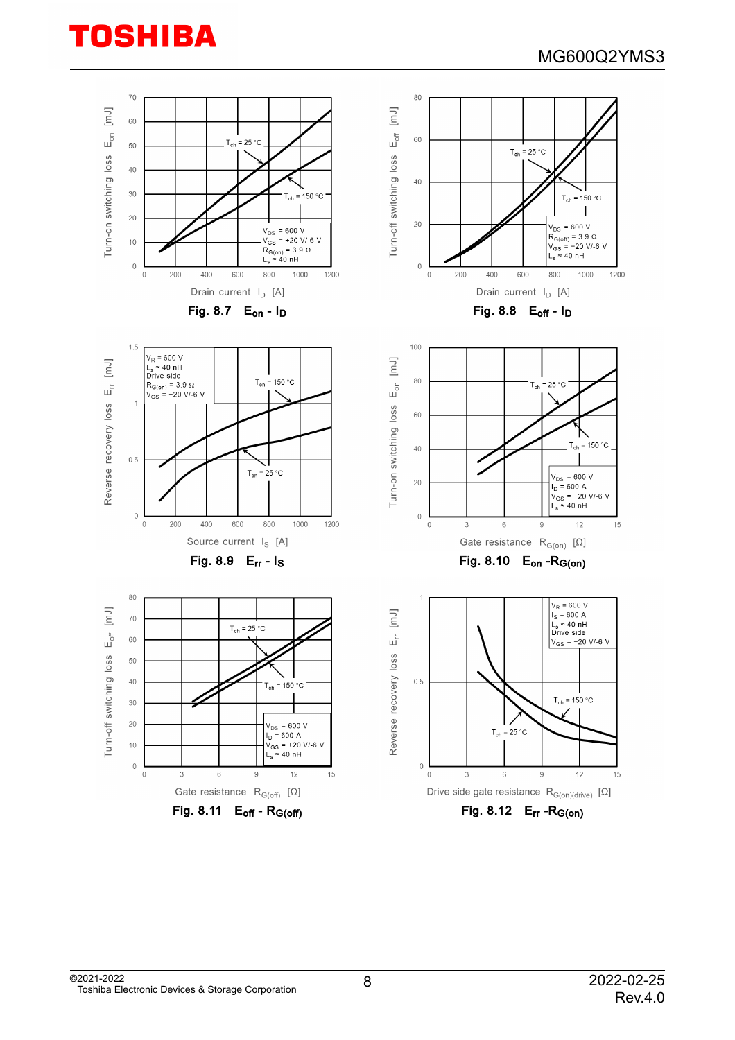Fig. 8.7 $E_{on}$ - $I_D$

Fig. 8.8 $E_{off}$ - $I_D$

Fig. 8.9 $E_{rr}$ - $I_S$

Fig. 8.10 $E_{on}$ - $R_{G(on)}$

Fig. 8.11 $E_{off}$ - $R_{G(off)}$

Fig. 8.12 $E_{rr}$ - $R_{G(on)}$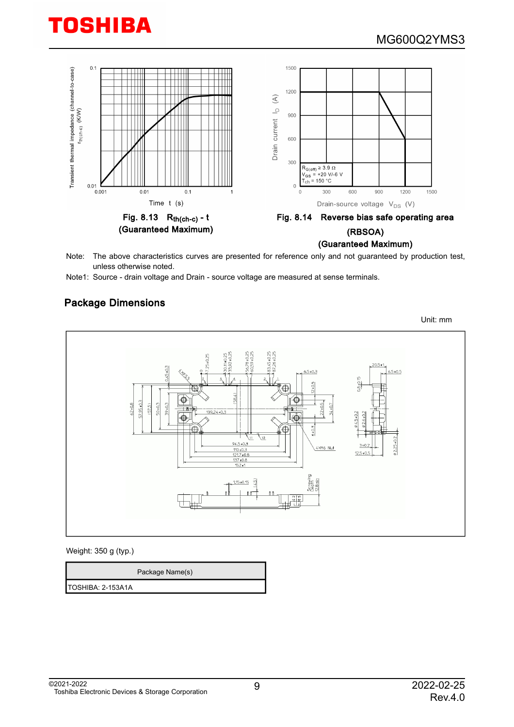Fig. 8.13 $R_{th(ch-c)}$ - t (Guaranteed Maximum)

Fig. 8.14 Reverse bias safe operating area (RBSOA) (Guaranteed Maximum)

Note: The above characteristics curves are presented for reference only and not guaranteed by production test, unless otherwise noted.

Note1: Source - drain voltage and Drain - source voltage are measured at sense terminals.

## Package Dimensions

Unit: mm

Weight: 350 g (typ.)

| Package Name(s) |
| --- |
| TOSHIBA: 2-153A1A |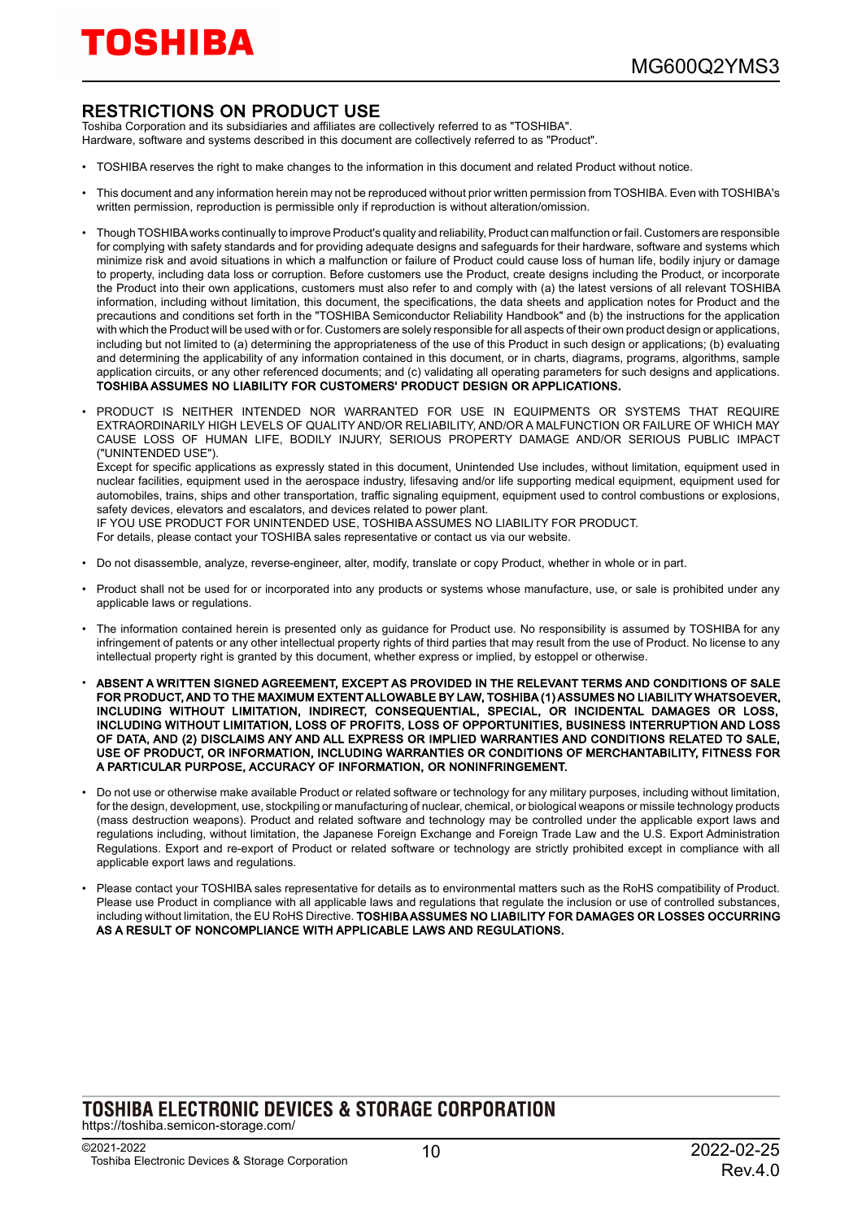## RESTRICTIONS ON PRODUCT USE

Toshiba Corporation and its subsidiaries and affiliates are collectively referred to as "TOSHIBA".
Hardware, software and systems described in this document are collectively referred to as "Product".

- TOSHIBA reserves the right to make changes to the information in this document and related Product without notice.
- This document and any information herein may not be reproduced without prior written permission from TOSHIBA. Even with TOSHIBA's written permission, reproduction is permissible only if reproduction is without alteration/omission.
- Though TOSHIBA works continually to improve Product's quality and reliability, Product can malfunction or fail. Customers are responsible for complying with safety standards and for providing adequate designs and safeguards for their hardware, software and systems which minimize risk and avoid situations in which a malfunction or failure of Product could cause loss of human life, bodily injury or damage to property, including data loss or corruption. Before customers use the Product, create designs including the Product, or incorporate the Product into their own applications, customers must also refer to and comply with (a) the latest versions of all relevant TOSHIBA information, including without limitation, this document, the specifications, the data sheets and application notes for Product and the precautions and conditions set forth in the "TOSHIBA Semiconductor Reliability Handbook" and (b) the instructions for the application with which the Product will be used with or for. Customers are solely responsible for all aspects of their own product design or applications, including but not limited to (a) determining the appropriateness of the use of this Product in such design or applications; (b) evaluating and determining the applicability of any information contained in this document, or in charts, diagrams, programs, algorithms, sample application circuits, or any other referenced documents; and (c) validating all operating parameters for such designs and applications. **TOSHIBA ASSUMES NO LIABILITY FOR CUSTOMERS' PRODUCT DESIGN OR APPLICATIONS.**
- PRODUCT IS NEITHER INTENDED NOR WARRANTED FOR USE IN EQUIPMENTS OR SYSTEMS THAT REQUIRE EXTRAORDINARILY HIGH LEVELS OF QUALITY AND/OR RELIABILITY, AND/OR A MALFUNCTION OR FAILURE OF WHICH MAY CAUSE LOSS OF HUMAN LIFE, BODILY INJURY, SERIOUS PROPERTY DAMAGE AND/OR SERIOUS PUBLIC IMPACT ("UNINTENDED USE").
  Except for specific applications as expressly stated in this document, Unintended Use includes, without limitation, equipment used in nuclear facilities, equipment used in the aerospace industry, lifesaving and/or life supporting medical equipment, equipment used for automobiles, trains, ships and other transportation, traffic signaling equipment, equipment used to control combustions or explosions, safety devices, elevators and escalators, and devices related to power plant.
  IF YOU USE PRODUCT FOR UNINTENDED USE, TOSHIBA ASSUMES NO LIABILITY FOR PRODUCT.
  For details, please contact your TOSHIBA sales representative or contact us via our website.
- Do not disassemble, analyze, reverse-engineer, alter, modify, translate or copy Product, whether in whole or in part.
- Product shall not be used for or incorporated into any products or systems whose manufacture, use, or sale is prohibited under any applicable laws or regulations.
- The information contained herein is presented only as guidance for Product use. No responsibility is assumed by TOSHIBA for any infringement of patents or any other intellectual property rights of third parties that may result from the use of Product. No license to any intellectual property right is granted by this document, whether express or implied, by estoppel or otherwise.
- **ABSENT A WRITTEN SIGNED AGREEMENT, EXCEPT AS PROVIDED IN THE RELEVANT TERMS AND CONDITIONS OF SALE FOR PRODUCT, AND TO THE MAXIMUM EXTENT ALLOWABLE BY LAW, TOSHIBA (1) ASSUMES NO LIABILITY WHATSOEVER, INCLUDING WITHOUT LIMITATION, INDIRECT, CONSEQUENTIAL, SPECIAL, OR INCIDENTAL DAMAGES OR LOSS, INCLUDING WITHOUT LIMITATION, LOSS OF PROFITS, LOSS OF OPPORTUNITIES, BUSINESS INTERRUPTION AND LOSS OF DATA, AND (2) DISCLAIMS ANY AND ALL EXPRESS OR IMPLIED WARRANTIES AND CONDITIONS RELATED TO SALE, USE OF PRODUCT, OR INFORMATION, INCLUDING WARRANTIES OR CONDITIONS OF MERCHANTABILITY, FITNESS FOR A PARTICULAR PURPOSE, ACCURACY OF INFORMATION, OR NONINFRINGEMENT.**
- Do not use or otherwise make available Product or related software or technology for any military purposes, including without limitation, for the design, development, use, stockpiling or manufacturing of nuclear, chemical, or biological weapons or missile technology products (mass destruction weapons). Product and related software and technology may be controlled under the applicable export laws and regulations including, without limitation, the Japanese Foreign Exchange and Foreign Trade Law and the U.S. Export Administration Regulations. Export and re-export of Product or related software or technology are strictly prohibited except in compliance with all applicable export laws and regulations.
- Please contact your TOSHIBA sales representative for details as to environmental matters such as the RoHS compatibility of Product. Please use Product in compliance with all applicable laws and regulations that regulate the inclusion or use of controlled substances, including without limitation, the EU RoHS Directive. **TOSHIBA ASSUMES NO LIABILITY FOR DAMAGES OR LOSSES OCCURRING AS A RESULT OF NONCOMPLIANCE WITH APPLICABLE LAWS AND REGULATIONS.**

**TOSHIBA ELECTRONIC DEVICES & STORAGE CORPORATION**

https://toshiba.semicon-storage.com/